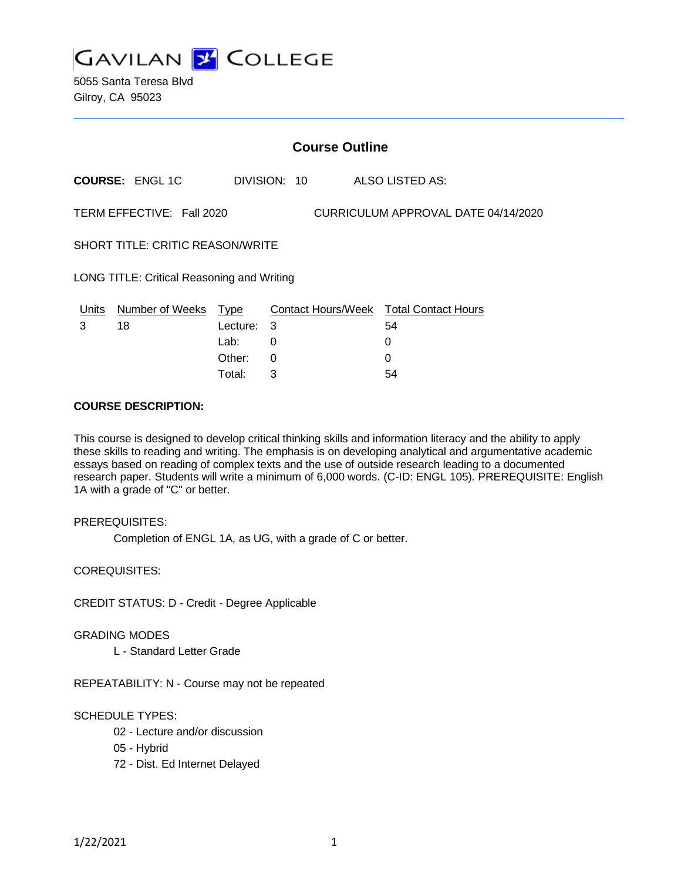# GAVILAN COLLEGE

5055 Santa Teresa Blvd
Gilroy, CA 95023

## Course Outline

**COURSE:** ENGL 1C DIVISION: 10 ALSO LISTED AS:

TERM EFFECTIVE: Fall 2020 CURRICULUM APPROVAL DATE 04/14/2020

SHORT TITLE: CRITIC REASON/WRITE

LONG TITLE: Critical Reasoning and Writing

| Units | Number of Weeks | Type | Contact Hours/Week | Total Contact Hours |
|---|---|---|---|---|
| 3 | 18 | Lecture: | 3 | 54 |
| | | Lab: | 0 | 0 |
| | | Other: | 0 | 0 |
| | | Total: | 3 | 54 |

**COURSE DESCRIPTION:**

This course is designed to develop critical thinking skills and information literacy and the ability to apply these skills to reading and writing. The emphasis is on developing analytical and argumentative academic essays based on reading of complex texts and the use of outside research leading to a documented research paper. Students will write a minimum of 6,000 words. (C-ID: ENGL 105). PREREQUISITE: English 1A with a grade of "C" or better.

PREREQUISITES:

Completion of ENGL 1A, as UG, with a grade of C or better.

COREQUISITES:

CREDIT STATUS: D - Credit - Degree Applicable

GRADING MODES

L - Standard Letter Grade

REPEATABILITY: N - Course may not be repeated

SCHEDULE TYPES:

02 - Lecture and/or discussion
05 - Hybrid
72 - Dist. Ed Internet Delayed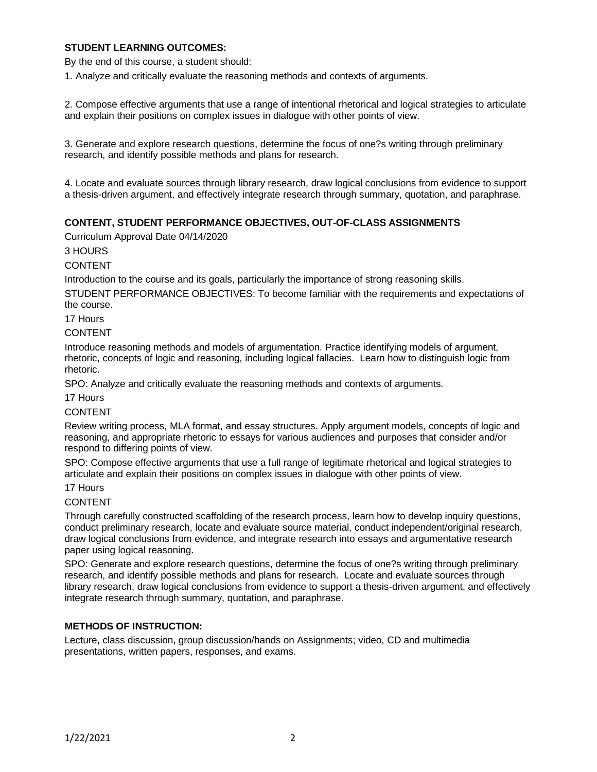**STUDENT LEARNING OUTCOMES:**

By the end of this course, a student should:

1. Analyze and critically evaluate the reasoning methods and contexts of arguments.

2. Compose effective arguments that use a range of intentional rhetorical and logical strategies to articulate and explain their positions on complex issues in dialogue with other points of view.

3. Generate and explore research questions, determine the focus of one?s writing through preliminary research, and identify possible methods and plans for research.

4. Locate and evaluate sources through library research, draw logical conclusions from evidence to support a thesis-driven argument, and effectively integrate research through summary, quotation, and paraphrase.

**CONTENT, STUDENT PERFORMANCE OBJECTIVES, OUT-OF-CLASS ASSIGNMENTS**

Curriculum Approval Date 04/14/2020

3 HOURS

CONTENT

Introduction to the course and its goals, particularly the importance of strong reasoning skills.

STUDENT PERFORMANCE OBJECTIVES: To become familiar with the requirements and expectations of the course.

17 Hours

CONTENT

Introduce reasoning methods and models of argumentation. Practice identifying models of argument, rhetoric, concepts of logic and reasoning, including logical fallacies. Learn how to distinguish logic from rhetoric.

SPO: Analyze and critically evaluate the reasoning methods and contexts of arguments.

17 Hours

CONTENT

Review writing process, MLA format, and essay structures. Apply argument models, concepts of logic and reasoning, and appropriate rhetoric to essays for various audiences and purposes that consider and/or respond to differing points of view.

SPO: Compose effective arguments that use a full range of legitimate rhetorical and logical strategies to articulate and explain their positions on complex issues in dialogue with other points of view.

17 Hours

CONTENT

Through carefully constructed scaffolding of the research process, learn how to develop inquiry questions, conduct preliminary research, locate and evaluate source material, conduct independent/original research, draw logical conclusions from evidence, and integrate research into essays and argumentative research paper using logical reasoning.

SPO: Generate and explore research questions, determine the focus of one?s writing through preliminary research, and identify possible methods and plans for research. Locate and evaluate sources through library research, draw logical conclusions from evidence to support a thesis-driven argument, and effectively integrate research through summary, quotation, and paraphrase.

**METHODS OF INSTRUCTION:**

Lecture, class discussion, group discussion/hands on Assignments; video, CD and multimedia presentations, written papers, responses, and exams.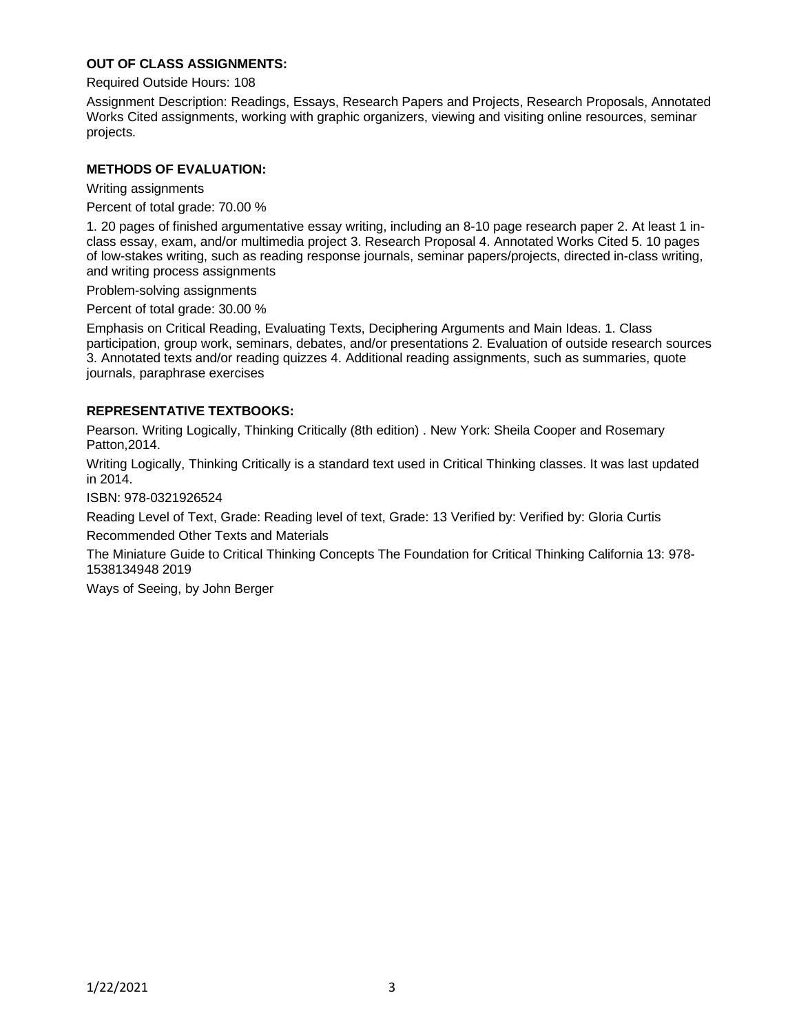**OUT OF CLASS ASSIGNMENTS:**

Required Outside Hours: 108

Assignment Description: Readings, Essays, Research Papers and Projects, Research Proposals, Annotated Works Cited assignments, working with graphic organizers, viewing and visiting online resources, seminar projects.

**METHODS OF EVALUATION:**

Writing assignments

Percent of total grade: 70.00 %

1. 20 pages of finished argumentative essay writing, including an 8-10 page research paper 2. At least 1 in-class essay, exam, and/or multimedia project 3. Research Proposal 4. Annotated Works Cited 5. 10 pages of low-stakes writing, such as reading response journals, seminar papers/projects, directed in-class writing, and writing process assignments

Problem-solving assignments

Percent of total grade: 30.00 %

Emphasis on Critical Reading, Evaluating Texts, Deciphering Arguments and Main Ideas. 1. Class participation, group work, seminars, debates, and/or presentations 2. Evaluation of outside research sources 3. Annotated texts and/or reading quizzes 4. Additional reading assignments, such as summaries, quote journals, paraphrase exercises

**REPRESENTATIVE TEXTBOOKS:**

Pearson. Writing Logically, Thinking Critically (8th edition) . New York: Sheila Cooper and Rosemary Patton,2014.

Writing Logically, Thinking Critically is a standard text used in Critical Thinking classes. It was last updated in 2014.

ISBN: 978-0321926524

Reading Level of Text, Grade: Reading level of text, Grade: 13 Verified by: Verified by: Gloria Curtis

Recommended Other Texts and Materials

The Miniature Guide to Critical Thinking Concepts The Foundation for Critical Thinking California 13: 978-1538134948 2019

Ways of Seeing, by John Berger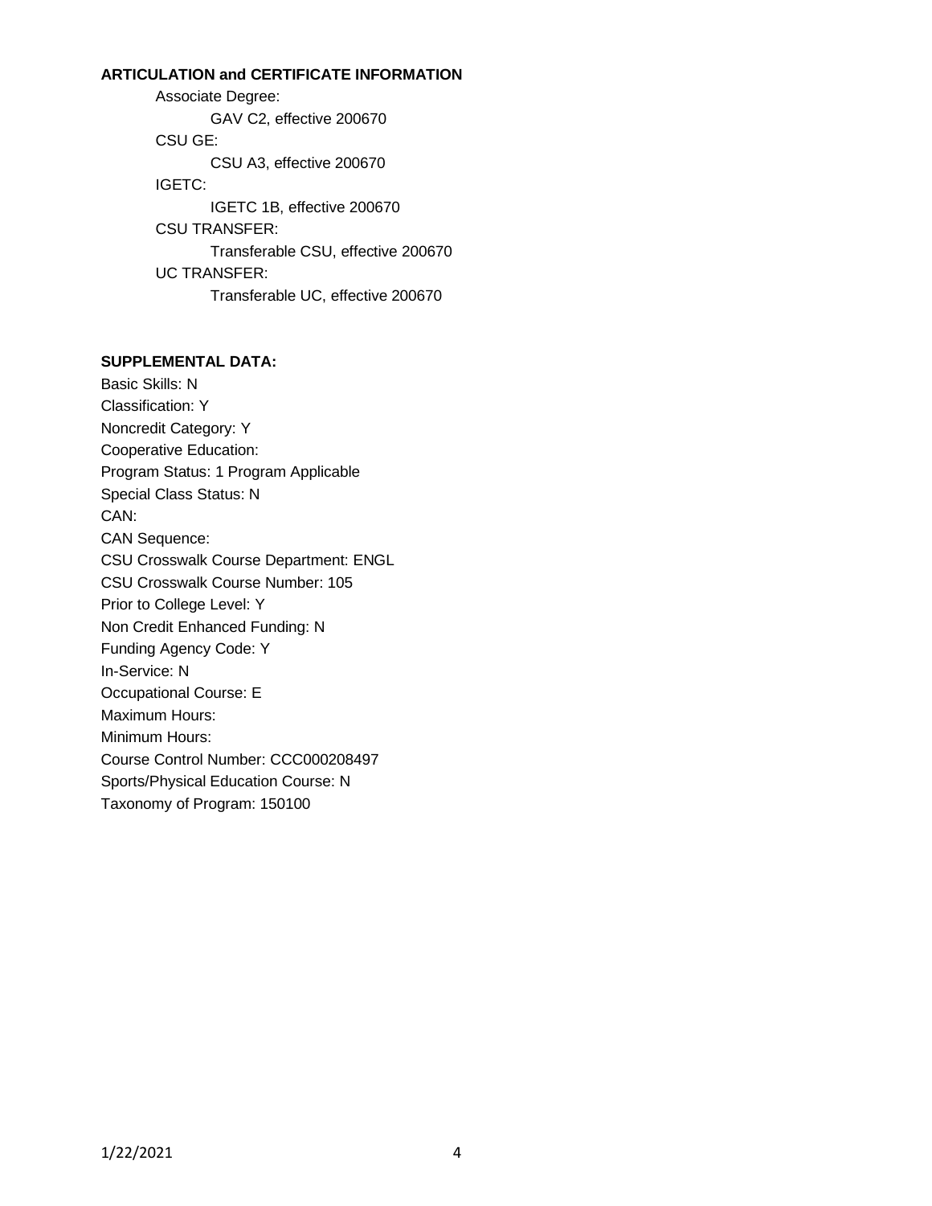**ARTICULATION and CERTIFICATE INFORMATION**

Associate Degree:

GAV C2, effective 200670

CSU GE:

CSU A3, effective 200670

IGETC:

IGETC 1B, effective 200670

CSU TRANSFER:

Transferable CSU, effective 200670

UC TRANSFER:

Transferable UC, effective 200670

**SUPPLEMENTAL DATA:**

Basic Skills: N
Classification: Y
Noncredit Category: Y
Cooperative Education:
Program Status: 1 Program Applicable
Special Class Status: N
CAN:
CAN Sequence:
CSU Crosswalk Course Department: ENGL
CSU Crosswalk Course Number: 105
Prior to College Level: Y
Non Credit Enhanced Funding: N
Funding Agency Code: Y
In-Service: N
Occupational Course: E
Maximum Hours:
Minimum Hours:
Course Control Number: CCC000208497
Sports/Physical Education Course: N
Taxonomy of Program: 150100